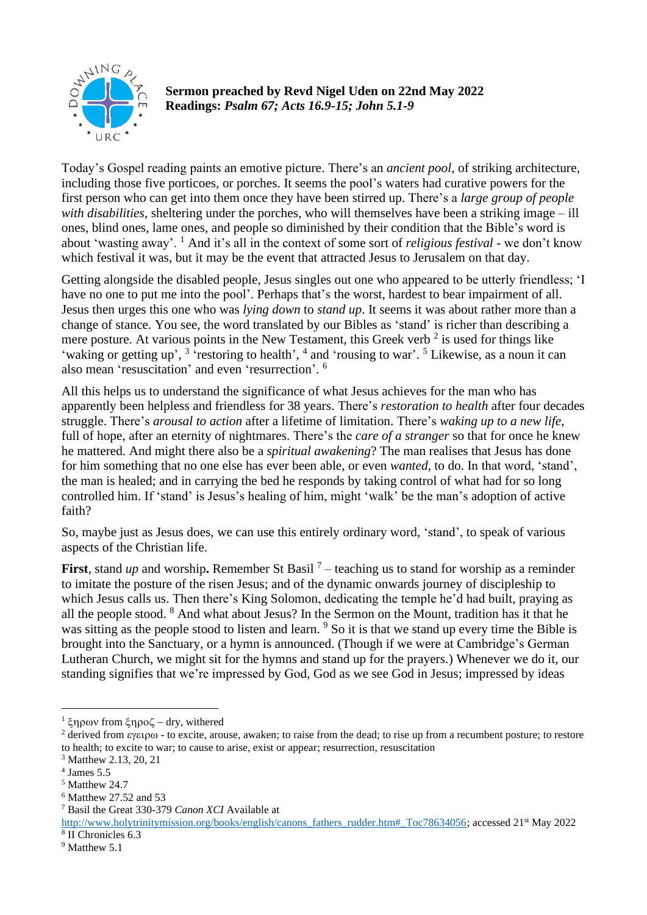**Sermon preached by Revd Nigel Uden on 22nd May 2022**
**Readings:** ***Psalm 67; Acts 16.9-15; John 5.1-9***

Today's Gospel reading paints an emotive picture. There's an *ancient pool*, of striking architecture, including those five porticoes, or porches. It seems the pool's waters had curative powers for the first person who can get into them once they have been stirred up. There's a *large group of people with disabilities*, sheltering under the porches, who will themselves have been a striking image – ill ones, blind ones, lame ones, and people so diminished by their condition that the Bible's word is about 'wasting away'. [1] And it's all in the context of some sort of *religious festival* - we don't know which festival it was, but it may be the event that attracted Jesus to Jerusalem on that day.

Getting alongside the disabled people, Jesus singles out one who appeared to be utterly friendless; 'I have no one to put me into the pool'. Perhaps that's the worst, hardest to bear impairment of all. Jesus then urges this one who was *lying down* to *stand up*. It seems it was about rather more than a change of stance. You see, the word translated by our Bibles as 'stand' is richer than describing a mere posture. At various points in the New Testament, this Greek verb [2] is used for things like 'waking or getting up', [3] 'restoring to health', [4] and 'rousing to war'. [5] Likewise, as a noun it can also mean 'resuscitation' and even 'resurrection'. [6]

All this helps us to understand the significance of what Jesus achieves for the man who has apparently been helpless and friendless for 38 years. There's *restoration to health* after four decades struggle. There's *arousal to action* after a lifetime of limitation. There's *waking up to a new life*, full of hope, after an eternity of nightmares. There's the *care of a stranger* so that for once he knew he mattered. And might there also be a *spiritual awakening*? The man realises that Jesus has done for him something that no one else has ever been able, or even *wanted*, to do. In that word, 'stand', the man is healed; and in carrying the bed he responds by taking control of what had for so long controlled him. If 'stand' is Jesus's healing of him, might 'walk' be the man's adoption of active faith?

So, maybe just as Jesus does, we can use this entirely ordinary word, 'stand', to speak of various aspects of the Christian life.

**First**, stand *up* and worship**.** Remember St Basil [7] – teaching us to stand for worship as a reminder to imitate the posture of the risen Jesus; and of the dynamic onwards journey of discipleship to which Jesus calls us. Then there's King Solomon, dedicating the temple he'd had built, praying as all the people stood. [8] And what about Jesus? In the Sermon on the Mount, tradition has it that he was sitting as the people stood to listen and learn. [9] So it is that we stand up every time the Bible is brought into the Sanctuary, or a hymn is announced. (Though if we were at Cambridge's German Lutheran Church, we might sit for the hymns and stand up for the prayers.) Whenever we do it, our standing signifies that we're impressed by God, God as we see God in Jesus; impressed by ideas

---

[1] ξηρων from ξηρος – dry, withered

[2] derived from εγειρω - to excite, arouse, awaken; to raise from the dead; to rise up from a recumbent posture; to restore to health; to excite to war; to cause to arise, exist or appear; resurrection, resuscitation

[3] Matthew 2.13, 20, 21

[4] James 5.5

[5] Matthew 24.7

[6] Matthew 27.52 and 53

[7] Basil the Great 330-379 *Canon XCI* Available at http://www.holytrinitymission.org/books/english/canons_fathers_rudder.htm#_Toc78634056; accessed 21st May 2022

[8] II Chronicles 6.3

[9] Matthew 5.1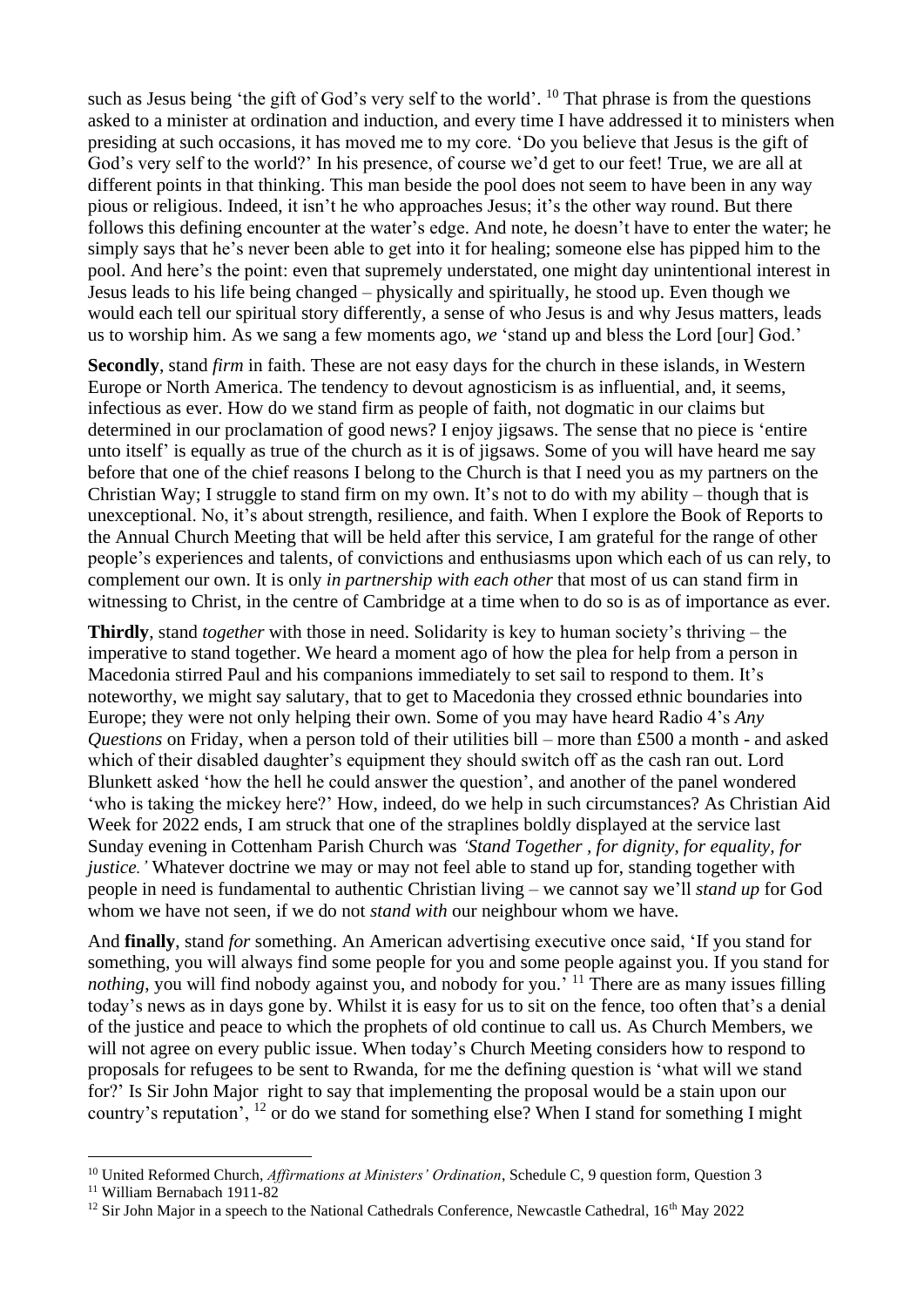such as Jesus being 'the gift of God's very self to the world'. [10] That phrase is from the questions asked to a minister at ordination and induction, and every time I have addressed it to ministers when presiding at such occasions, it has moved me to my core. 'Do you believe that Jesus is the gift of God's very self to the world?' In his presence, of course we'd get to our feet! True, we are all at different points in that thinking. This man beside the pool does not seem to have been in any way pious or religious. Indeed, it isn't he who approaches Jesus; it's the other way round. But there follows this defining encounter at the water's edge. And note, he doesn't have to enter the water; he simply says that he's never been able to get into it for healing; someone else has pipped him to the pool. And here's the point: even that supremely understated, one might day unintentional interest in Jesus leads to his life being changed – physically and spiritually, he stood up. Even though we would each tell our spiritual story differently, a sense of who Jesus is and why Jesus matters, leads us to worship him. As we sang a few moments ago, *we* 'stand up and bless the Lord [our] God.'

**Secondly**, stand *firm* in faith. These are not easy days for the church in these islands, in Western Europe or North America. The tendency to devout agnosticism is as influential, and, it seems, infectious as ever. How do we stand firm as people of faith, not dogmatic in our claims but determined in our proclamation of good news? I enjoy jigsaws. The sense that no piece is 'entire unto itself' is equally as true of the church as it is of jigsaws. Some of you will have heard me say before that one of the chief reasons I belong to the Church is that I need you as my partners on the Christian Way; I struggle to stand firm on my own. It's not to do with my ability – though that is unexceptional. No, it's about strength, resilience, and faith. When I explore the Book of Reports to the Annual Church Meeting that will be held after this service, I am grateful for the range of other people's experiences and talents, of convictions and enthusiasms upon which each of us can rely, to complement our own. It is only *in partnership with each other* that most of us can stand firm in witnessing to Christ, in the centre of Cambridge at a time when to do so is as of importance as ever.

**Thirdly**, stand *together* with those in need. Solidarity is key to human society's thriving – the imperative to stand together. We heard a moment ago of how the plea for help from a person in Macedonia stirred Paul and his companions immediately to set sail to respond to them. It's noteworthy, we might say salutary, that to get to Macedonia they crossed ethnic boundaries into Europe; they were not only helping their own. Some of you may have heard Radio 4's *Any Questions* on Friday, when a person told of their utilities bill – more than £500 a month - and asked which of their disabled daughter's equipment they should switch off as the cash ran out. Lord Blunkett asked 'how the hell he could answer the question', and another of the panel wondered 'who is taking the mickey here?' How, indeed, do we help in such circumstances? As Christian Aid Week for 2022 ends, I am struck that one of the straplines boldly displayed at the service last Sunday evening in Cottenham Parish Church was *'Stand Together , for dignity, for equality, for justice.'* Whatever doctrine we may or may not feel able to stand up for, standing together with people in need is fundamental to authentic Christian living – we cannot say we'll *stand up* for God whom we have not seen, if we do not *stand with* our neighbour whom we have.

And **finally**, stand *for* something. An American advertising executive once said, 'If you stand for something, you will always find some people for you and some people against you. If you stand for *nothing*, you will find nobody against you, and nobody for you.' [11] There are as many issues filling today's news as in days gone by. Whilst it is easy for us to sit on the fence, too often that's a denial of the justice and peace to which the prophets of old continue to call us. As Church Members, we will not agree on every public issue. When today's Church Meeting considers how to respond to proposals for refugees to be sent to Rwanda, for me the defining question is 'what will we stand for?' Is Sir John Major right to say that implementing the proposal would be a stain upon our country's reputation', [12] or do we stand for something else? When I stand for something I might

---

[10] United Reformed Church, *Affirmations at Ministers' Ordination*, Schedule C, 9 question form, Question 3

[11] William Bernabach 1911-82

[12] Sir John Major in a speech to the National Cathedrals Conference, Newcastle Cathedral, 16th May 2022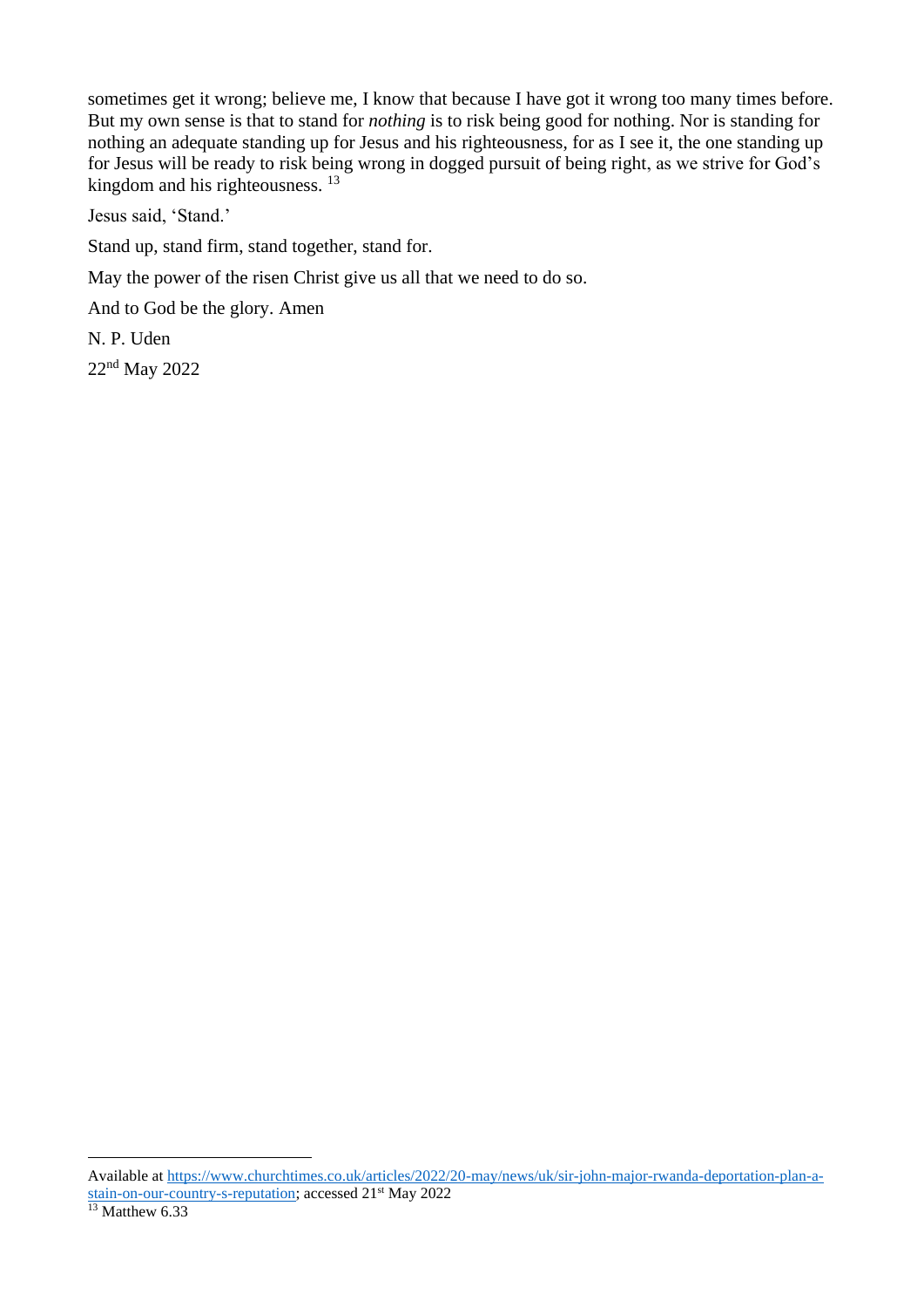sometimes get it wrong; believe me, I know that because I have got it wrong too many times before. But my own sense is that to stand for *nothing* is to risk being good for nothing. Nor is standing for nothing an adequate standing up for Jesus and his righteousness, for as I see it, the one standing up for Jesus will be ready to risk being wrong in dogged pursuit of being right, as we strive for God's kingdom and his righteousness. [13]

Jesus said, 'Stand.'

Stand up, stand firm, stand together, stand for.

May the power of the risen Christ give us all that we need to do so.

And to God be the glory. Amen

N. P. Uden

22nd May 2022

---

Available at [https://www.churchtimes.co.uk/articles/2022/20-may/news/uk/sir-john-major-rwanda-deportation-plan-a-stain-on-our-country-s-reputation](https://www.churchtimes.co.uk/articles/2022/20-may/news/uk/sir-john-major-rwanda-deportation-plan-a-stain-on-our-country-s-reputation); accessed 21st May 2022

[13] Matthew 6.33